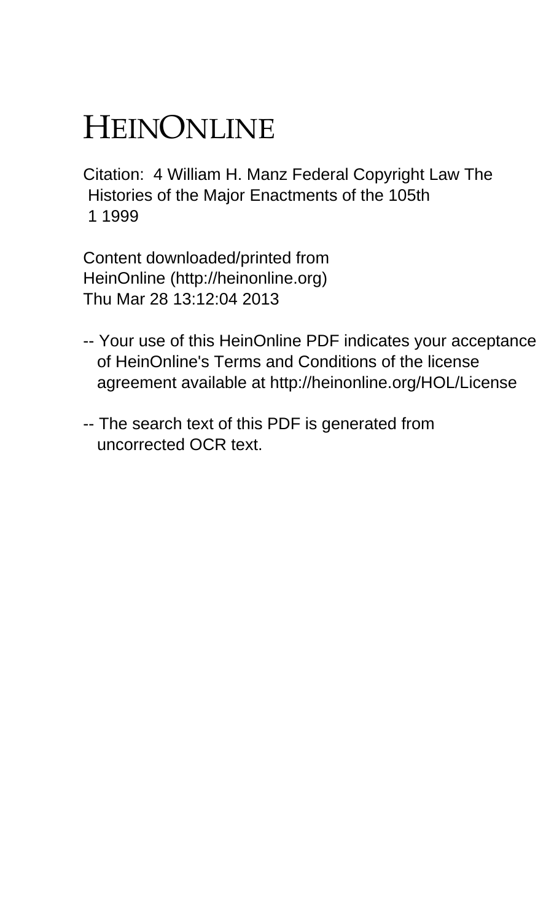# HEINONLINE

Citation: 4 William H. Manz Federal Copyright Law The Histories of the Major Enactments of the 105th 1 1999

Content downloaded/printed from HeinOnline (http://heinonline.org)
Thu Mar 28 13:12:04 2013

- -- Your use of this HeinOnline PDF indicates your acceptance of HeinOnline's Terms and Conditions of the license agreement available at http://heinonline.org/HOL/License

- -- The search text of this PDF is generated from uncorrected OCR text.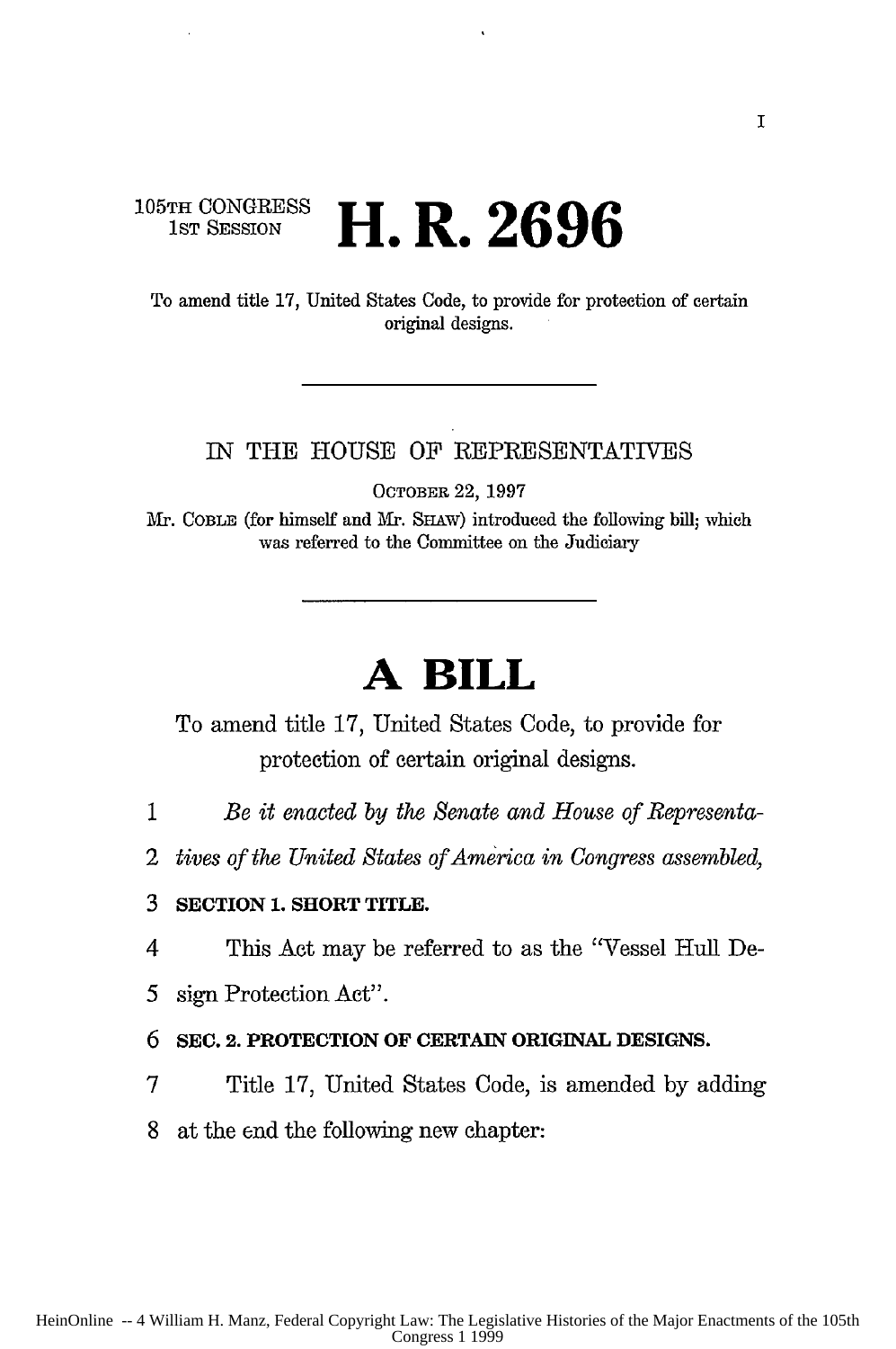105TH CONGRESS
1ST SESSION

# H. R. 2696

To amend title 17, United States Code, to provide for protection of certain original designs.

---

IN THE HOUSE OF REPRESENTATIVES

OCTOBER 22, 1997

Mr. COBLE (for himself and Mr. SHAW) introduced the following bill; which was referred to the Committee on the Judiciary

---

# A BILL

To amend title 17, United States Code, to provide for protection of certain original designs.

1 *Be it enacted by the Senate and House of Representa-*
2 *tives of the United States of America in Congress assembled,*

3 **SECTION 1. SHORT TITLE.**

4 This Act may be referred to as the "Vessel Hull De-
5 sign Protection Act".

6 **SEC. 2. PROTECTION OF CERTAIN ORIGINAL DESIGNS.**

7 Title 17, United States Code, is amended by adding
8 at the end the following new chapter: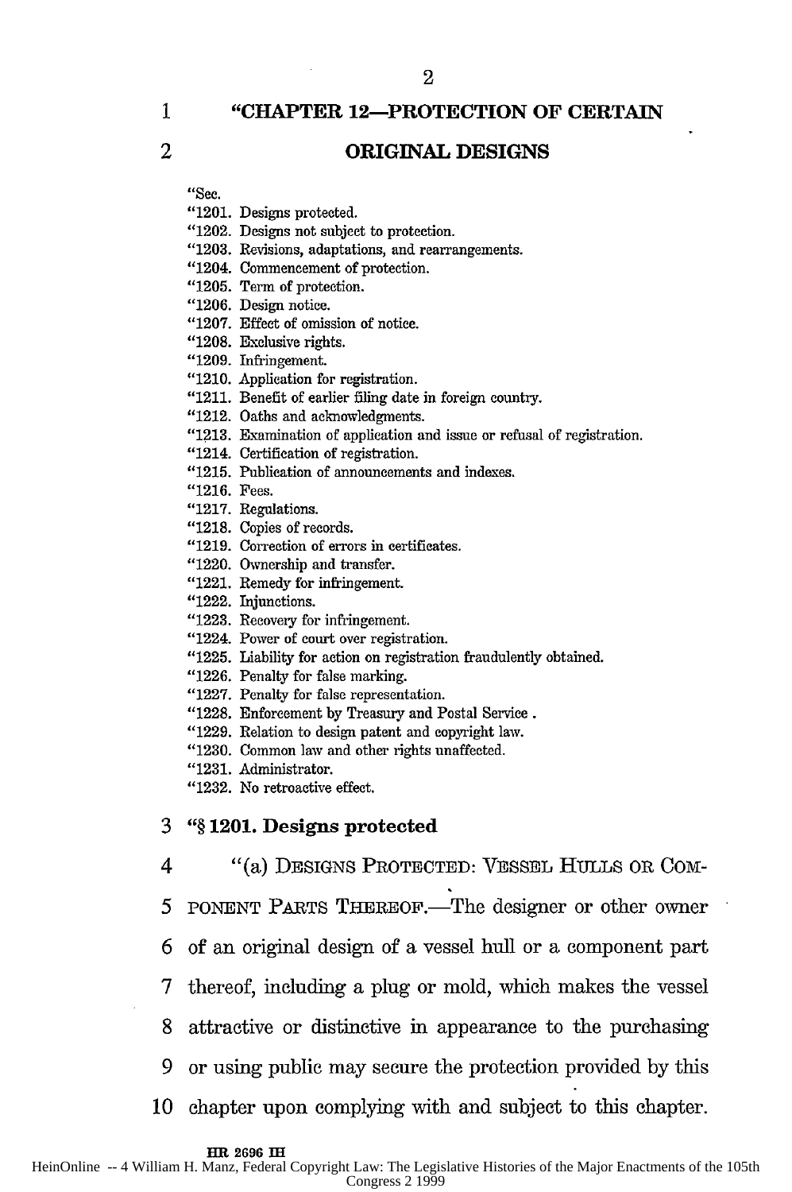## "CHAPTER 12—PROTECTION OF CERTAIN ORIGINAL DESIGNS

"Sec.
"1201. Designs protected.
"1202. Designs not subject to protection.
"1203. Revisions, adaptations, and rearrangements.
"1204. Commencement of protection.
"1205. Term of protection.
"1206. Design notice.
"1207. Effect of omission of notice.
"1208. Exclusive rights.
"1209. Infringement.
"1210. Application for registration.
"1211. Benefit of earlier filing date in foreign country.
"1212. Oaths and acknowledgments.
"1213. Examination of application and issue or refusal of registration.
"1214. Certification of registration.
"1215. Publication of announcements and indexes.
"1216. Fees.
"1217. Regulations.
"1218. Copies of records.
"1219. Correction of errors in certificates.
"1220. Ownership and transfer.
"1221. Remedy for infringement.
"1222. Injunctions.
"1223. Recovery for infringement.
"1224. Power of court over registration.
"1225. Liability for action on registration fraudulently obtained.
"1226. Penalty for false marking.
"1227. Penalty for false representation.
"1228. Enforcement by Treasury and Postal Service .
"1229. Relation to design patent and copyright law.
"1230. Common law and other rights unaffected.
"1231. Administrator.
"1232. No retroactive effect.

### "§ 1201. Designs protected

"(a) DESIGNS PROTECTED: VESSEL HULLS OR COMPONENT PARTS THEREOF.—The designer or other owner of an original design of a vessel hull or a component part thereof, including a plug or mold, which makes the vessel attractive or distinctive in appearance to the purchasing or using public may secure the protection provided by this chapter upon complying with and subject to this chapter.

HR 2696 IH

HeinOnline -- 4 William H. Manz, Federal Copyright Law: The Legislative Histories of the Major Enactments of the 105th Congress 2 1999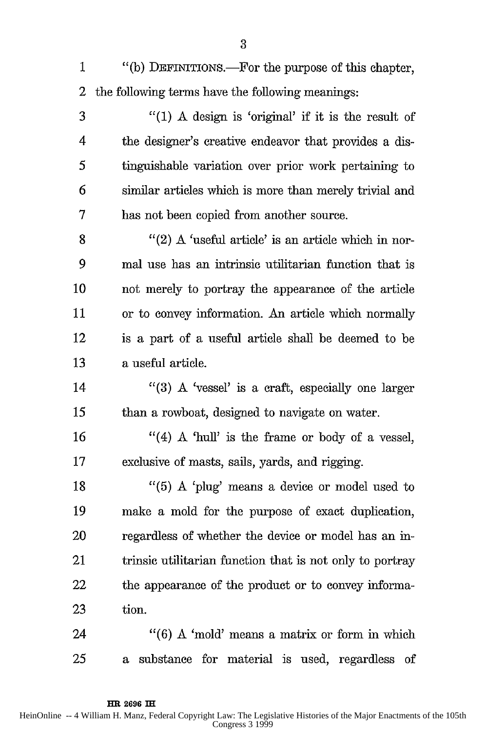"(b) DEFINITIONS.—For the purpose of this chapter, the following terms have the following meanings:

"(1) A design is 'original' if it is the result of the designer's creative endeavor that provides a distinguishable variation over prior work pertaining to similar articles which is more than merely trivial and has not been copied from another source.

"(2) A 'useful article' is an article which in normal use has an intrinsic utilitarian function that is not merely to portray the appearance of the article or to convey information. An article which normally is a part of a useful article shall be deemed to be a useful article.

"(3) A 'vessel' is a craft, especially one larger than a rowboat, designed to navigate on water.

"(4) A 'hull' is the frame or body of a vessel, exclusive of masts, sails, yards, and rigging.

"(5) A 'plug' means a device or model used to make a mold for the purpose of exact duplication, regardless of whether the device or model has an intrinsic utilitarian function that is not only to portray the appearance of the product or to convey information.

"(6) A 'mold' means a matrix or form in which a substance for material is used, regardless of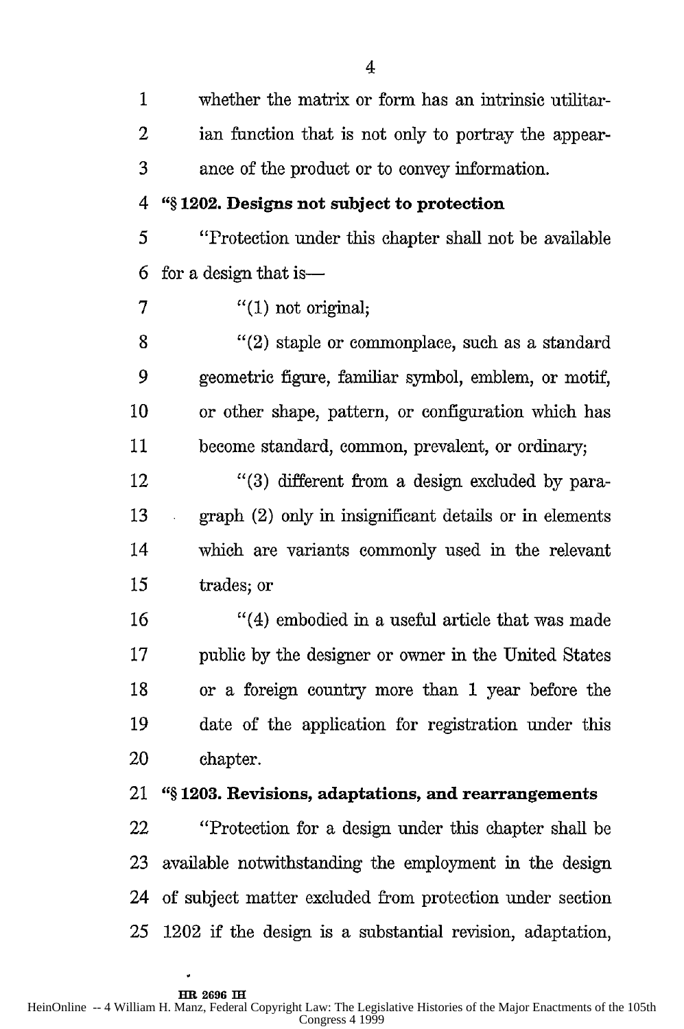whether the matrix or form has an intrinsic utilitarian function that is not only to portray the appearance of the product or to convey information.

**"§ 1202. Designs not subject to protection**

"Protection under this chapter shall not be available for a design that is—

"(1) not original;

"(2) staple or commonplace, such as a standard geometric figure, familiar symbol, emblem, or motif, or other shape, pattern, or configuration which has become standard, common, prevalent, or ordinary;

"(3) different from a design excluded by paragraph (2) only in insignificant details or in elements which are variants commonly used in the relevant trades; or

"(4) embodied in a useful article that was made public by the designer or owner in the United States or a foreign country more than 1 year before the date of the application for registration under this chapter.

**"§ 1203. Revisions, adaptations, and rearrangements**

"Protection for a design under this chapter shall be available notwithstanding the employment in the design of subject matter excluded from protection under section 1202 if the design is a substantial revision, adaptation,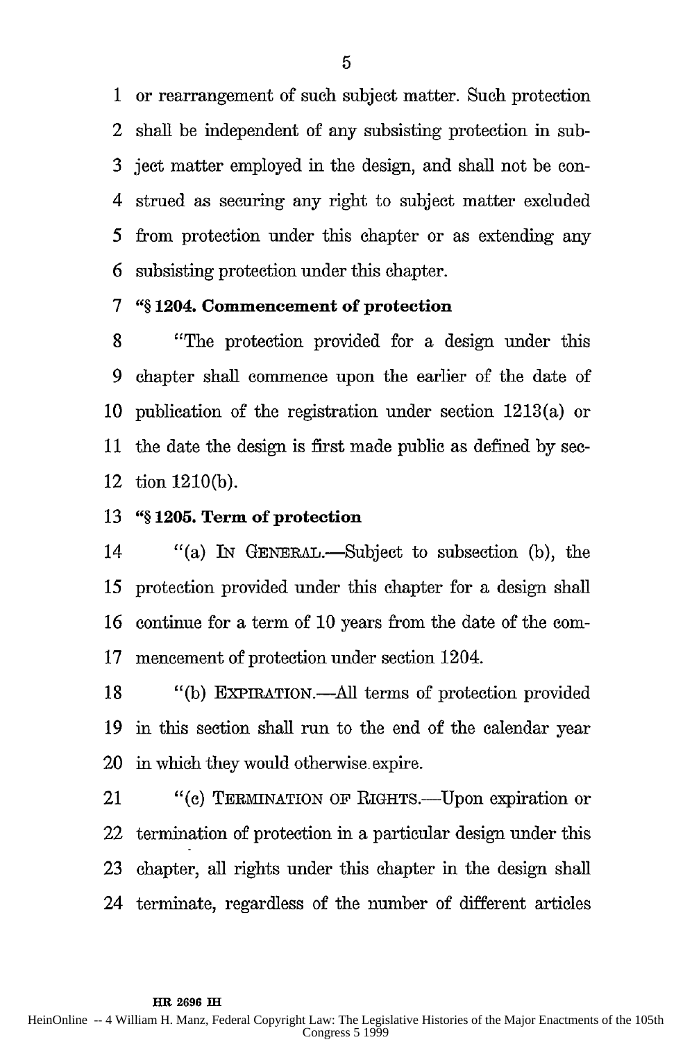or rearrangement of such subject matter. Such protection shall be independent of any subsisting protection in subject matter employed in the design, and shall not be construed as securing any right to subject matter excluded from protection under this chapter or as extending any subsisting protection under this chapter.

**"§ 1204. Commencement of protection**

"The protection provided for a design under this chapter shall commence upon the earlier of the date of publication of the registration under section 1213(a) or the date the design is first made public as defined by section 1210(b).

**"§ 1205. Term of protection**

"(a) IN GENERAL.—Subject to subsection (b), the protection provided under this chapter for a design shall continue for a term of 10 years from the date of the commencement of protection under section 1204.

"(b) EXPIRATION.—All terms of protection provided in this section shall run to the end of the calendar year in which they would otherwise expire.

"(c) TERMINATION OF RIGHTS.—Upon expiration or termination of protection in a particular design under this chapter, all rights under this chapter in the design shall terminate, regardless of the number of different articles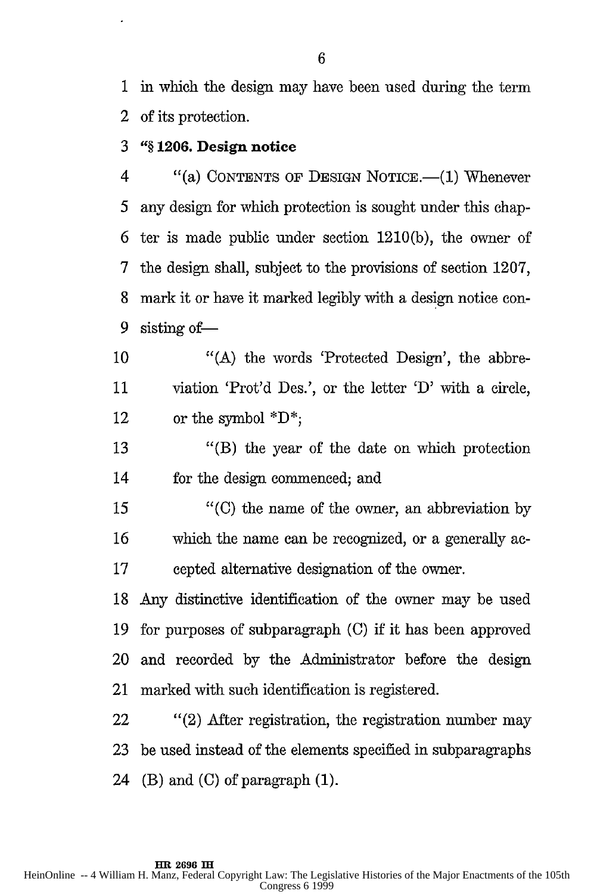in which the design may have been used during the term of its protection.

### "§ 1206. Design notice

"(a) CONTENTS OF DESIGN NOTICE.—(1) Whenever any design for which protection is sought under this chapter is made public under section 1210(b), the owner of the design shall, subject to the provisions of section 1207, mark it or have it marked legibly with a design notice consisting of—

"(A) the words 'Protected Design', the abbreviation 'Prot'd Des.', or the letter 'D' with a circle, or the symbol *D*;

"(B) the year of the date on which protection for the design commenced; and

"(C) the name of the owner, an abbreviation by which the name can be recognized, or a generally accepted alternative designation of the owner.

Any distinctive identification of the owner may be used for purposes of subparagraph (C) if it has been approved and recorded by the Administrator before the design marked with such identification is registered.

"(2) After registration, the registration number may be used instead of the elements specified in subparagraphs (B) and (C) of paragraph (1).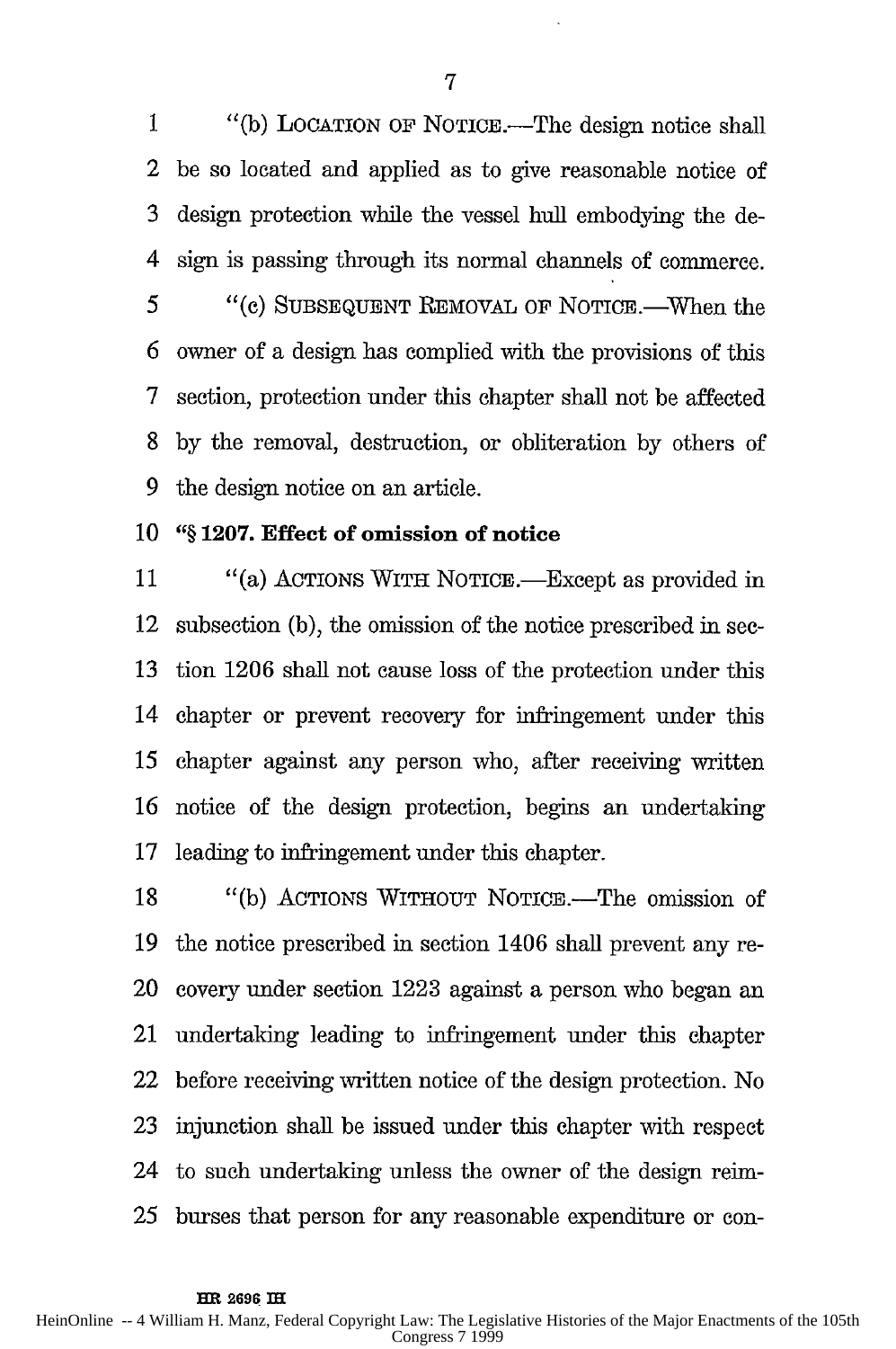"(b) LOCATION OF NOTICE.—The design notice shall be so located and applied as to give reasonable notice of design protection while the vessel hull embodying the design is passing through its normal channels of commerce.

"(c) SUBSEQUENT REMOVAL OF NOTICE.—When the owner of a design has complied with the provisions of this section, protection under this chapter shall not be affected by the removal, destruction, or obliteration by others of the design notice on an article.

**"§ 1207. Effect of omission of notice**

"(a) ACTIONS WITH NOTICE.—Except as provided in subsection (b), the omission of the notice prescribed in section 1206 shall not cause loss of the protection under this chapter or prevent recovery for infringement under this chapter against any person who, after receiving written notice of the design protection, begins an undertaking leading to infringement under this chapter.

"(b) ACTIONS WITHOUT NOTICE.—The omission of the notice prescribed in section 1406 shall prevent any recovery under section 1223 against a person who began an undertaking leading to infringement under this chapter before receiving written notice of the design protection. No injunction shall be issued under this chapter with respect to such undertaking unless the owner of the design reimburses that person for any reasonable expenditure or con-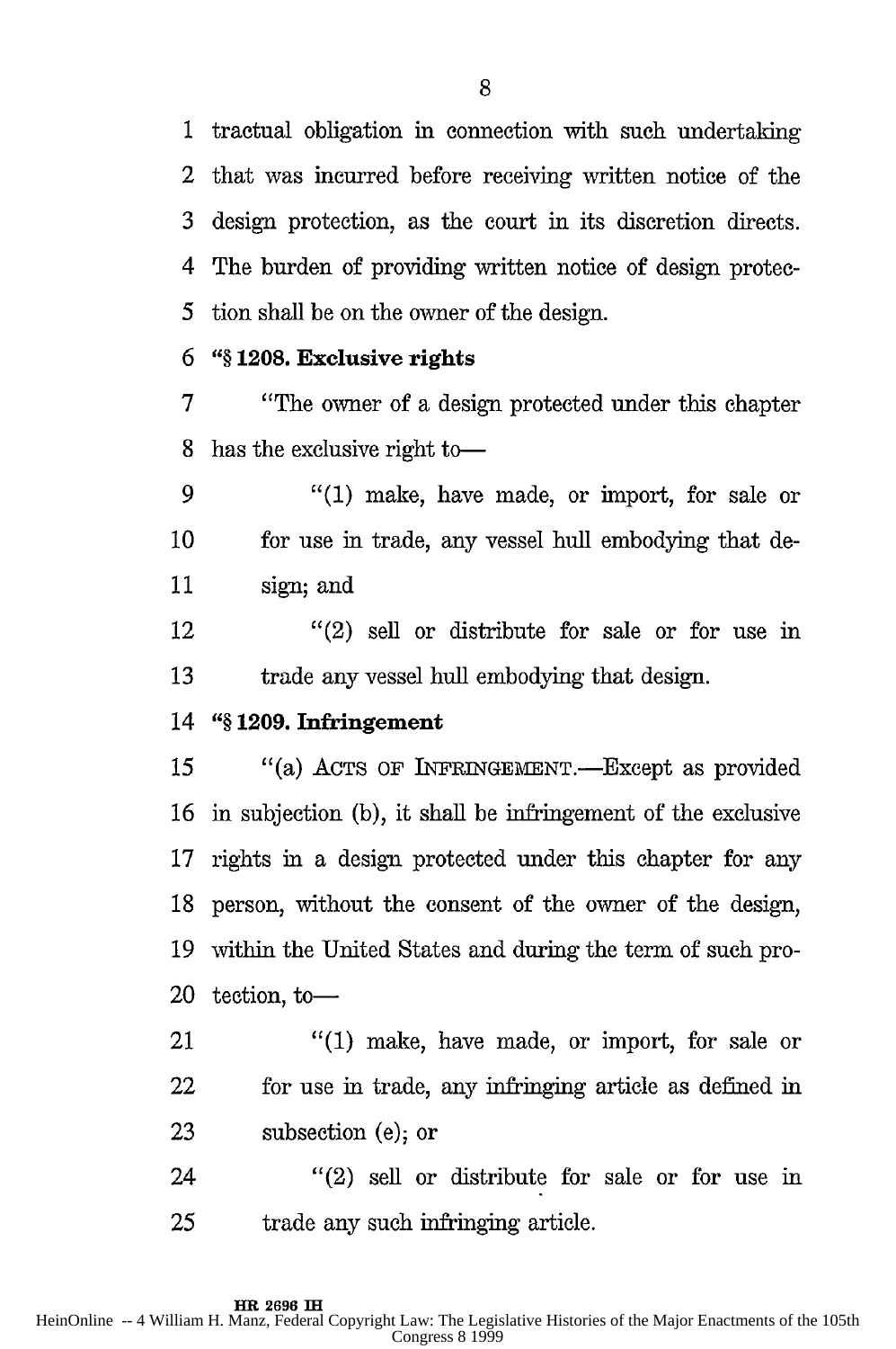tractual obligation in connection with such undertaking that was incurred before receiving written notice of the design protection, as the court in its discretion directs. The burden of providing written notice of design protection shall be on the owner of the design.

**"§ 1208. Exclusive rights**

"The owner of a design protected under this chapter has the exclusive right to—

"(1) make, have made, or import, for sale or for use in trade, any vessel hull embodying that design; and

"(2) sell or distribute for sale or for use in trade any vessel hull embodying that design.

**"§ 1209. Infringement**

"(a) ACTS OF INFRINGEMENT.—Except as provided in subjection (b), it shall be infringement of the exclusive rights in a design protected under this chapter for any person, without the consent of the owner of the design, within the United States and during the term of such protection, to—

"(1) make, have made, or import, for sale or for use in trade, any infringing article as defined in subsection (e); or

"(2) sell or distribute for sale or for use in trade any such infringing article.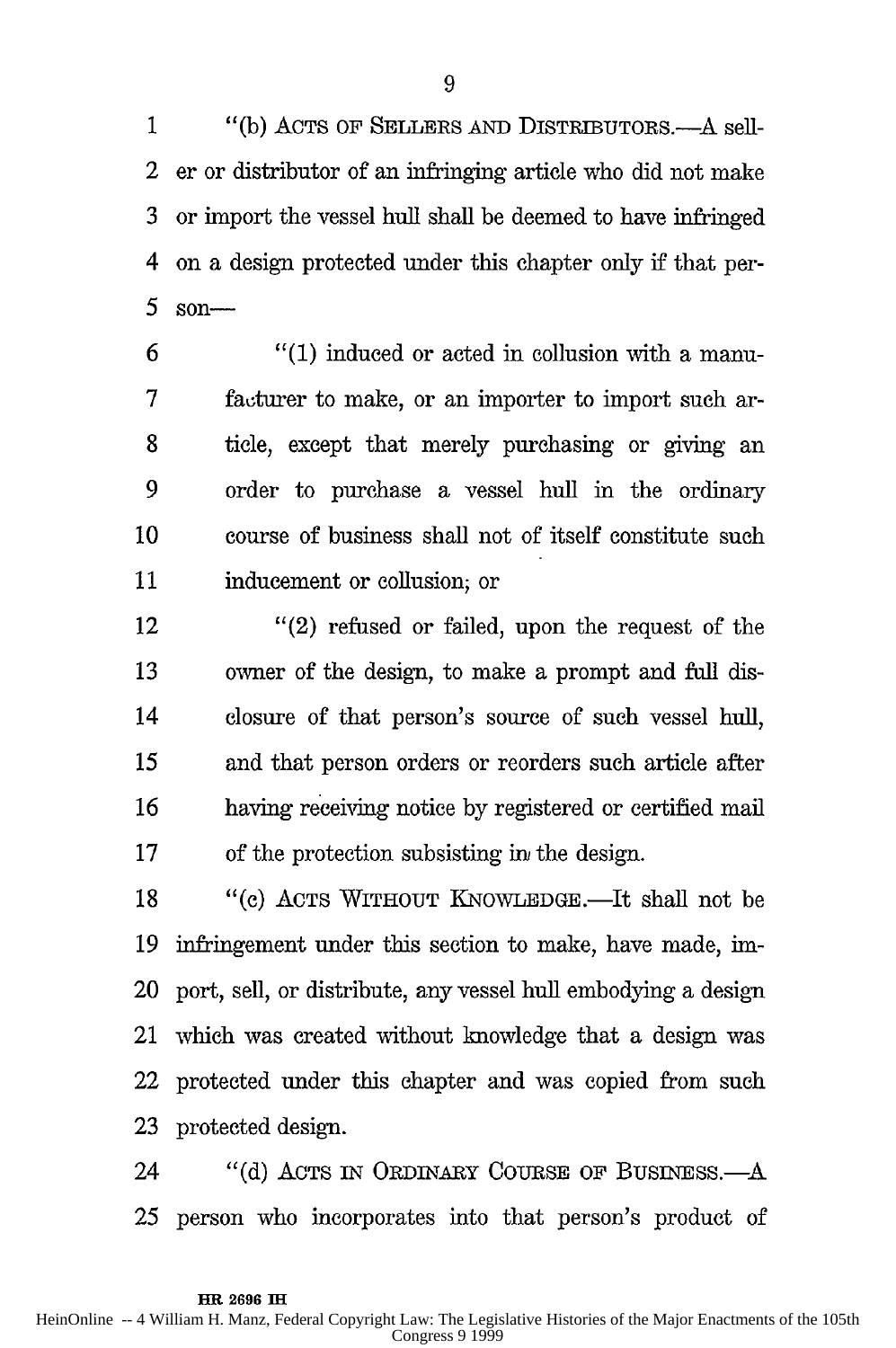"(b) ACTS OF SELLERS AND DISTRIBUTORS.—A seller or distributor of an infringing article who did not make or import the vessel hull shall be deemed to have infringed on a design protected under this chapter only if that person—

"(1) induced or acted in collusion with a manufacturer to make, or an importer to import such article, except that merely purchasing or giving an order to purchase a vessel hull in the ordinary course of business shall not of itself constitute such inducement or collusion; or

"(2) refused or failed, upon the request of the owner of the design, to make a prompt and full disclosure of that person's source of such vessel hull, and that person orders or reorders such article after having receiving notice by registered or certified mail of the protection subsisting in the design.

"(c) ACTS WITHOUT KNOWLEDGE.—It shall not be infringement under this section to make, have made, import, sell, or distribute, any vessel hull embodying a design which was created without knowledge that a design was protected under this chapter and was copied from such protected design.

"(d) ACTS IN ORDINARY COURSE OF BUSINESS.—A person who incorporates into that person's product of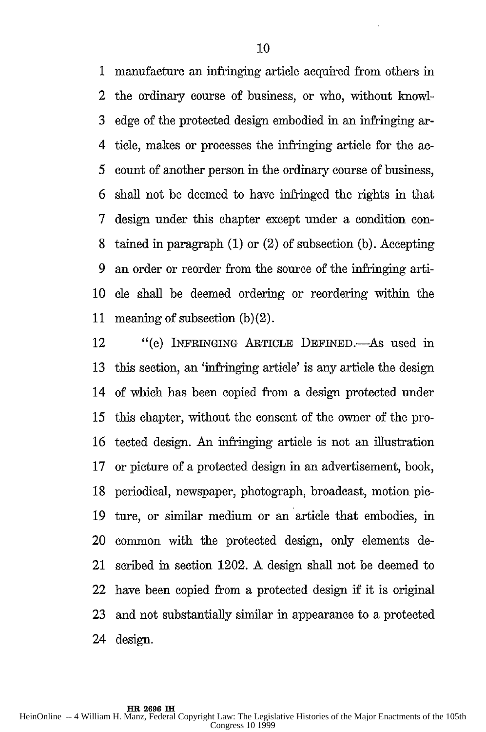manufacture an infringing article acquired from others in the ordinary course of business, or who, without knowledge of the protected design embodied in an infringing article, makes or processes the infringing article for the account of another person in the ordinary course of business, shall not be deemed to have infringed the rights in that design under this chapter except under a condition contained in paragraph (1) or (2) of subsection (b). Accepting an order or reorder from the source of the infringing article shall be deemed ordering or reordering within the meaning of subsection (b)(2).

"(e) INFRINGING ARTICLE DEFINED.—As used in this section, an 'infringing article' is any article the design of which has been copied from a design protected under this chapter, without the consent of the owner of the protected design. An infringing article is not an illustration or picture of a protected design in an advertisement, book, periodical, newspaper, photograph, broadcast, motion picture, or similar medium or an article that embodies, in common with the protected design, only elements described in section 1202. A design shall not be deemed to have been copied from a protected design if it is original and not substantially similar in appearance to a protected design.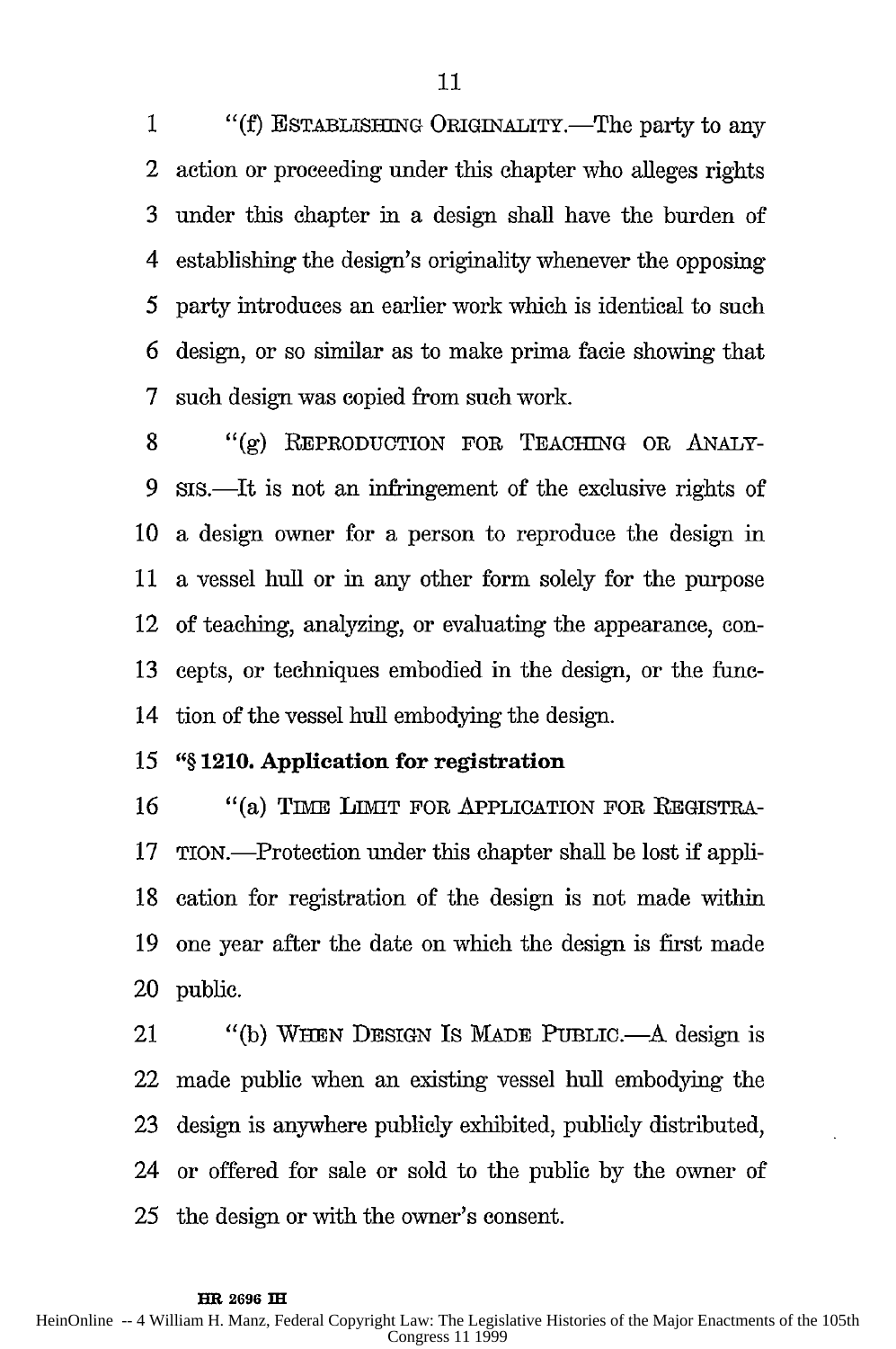"(f) ESTABLISHING ORIGINALITY.—The party to any action or proceeding under this chapter who alleges rights under this chapter in a design shall have the burden of establishing the design's originality whenever the opposing party introduces an earlier work which is identical to such design, or so similar as to make prima facie showing that such design was copied from such work.

"(g) REPRODUCTION FOR TEACHING OR ANALYSIS.—It is not an infringement of the exclusive rights of a design owner for a person to reproduce the design in a vessel hull or in any other form solely for the purpose of teaching, analyzing, or evaluating the appearance, concepts, or techniques embodied in the design, or the function of the vessel hull embodying the design.

**"§ 1210. Application for registration**

"(a) TIME LIMIT FOR APPLICATION FOR REGISTRATION.—Protection under this chapter shall be lost if application for registration of the design is not made within one year after the date on which the design is first made public.

"(b) WHEN DESIGN IS MADE PUBLIC.—A design is made public when an existing vessel hull embodying the design is anywhere publicly exhibited, publicly distributed, or offered for sale or sold to the public by the owner of the design or with the owner's consent.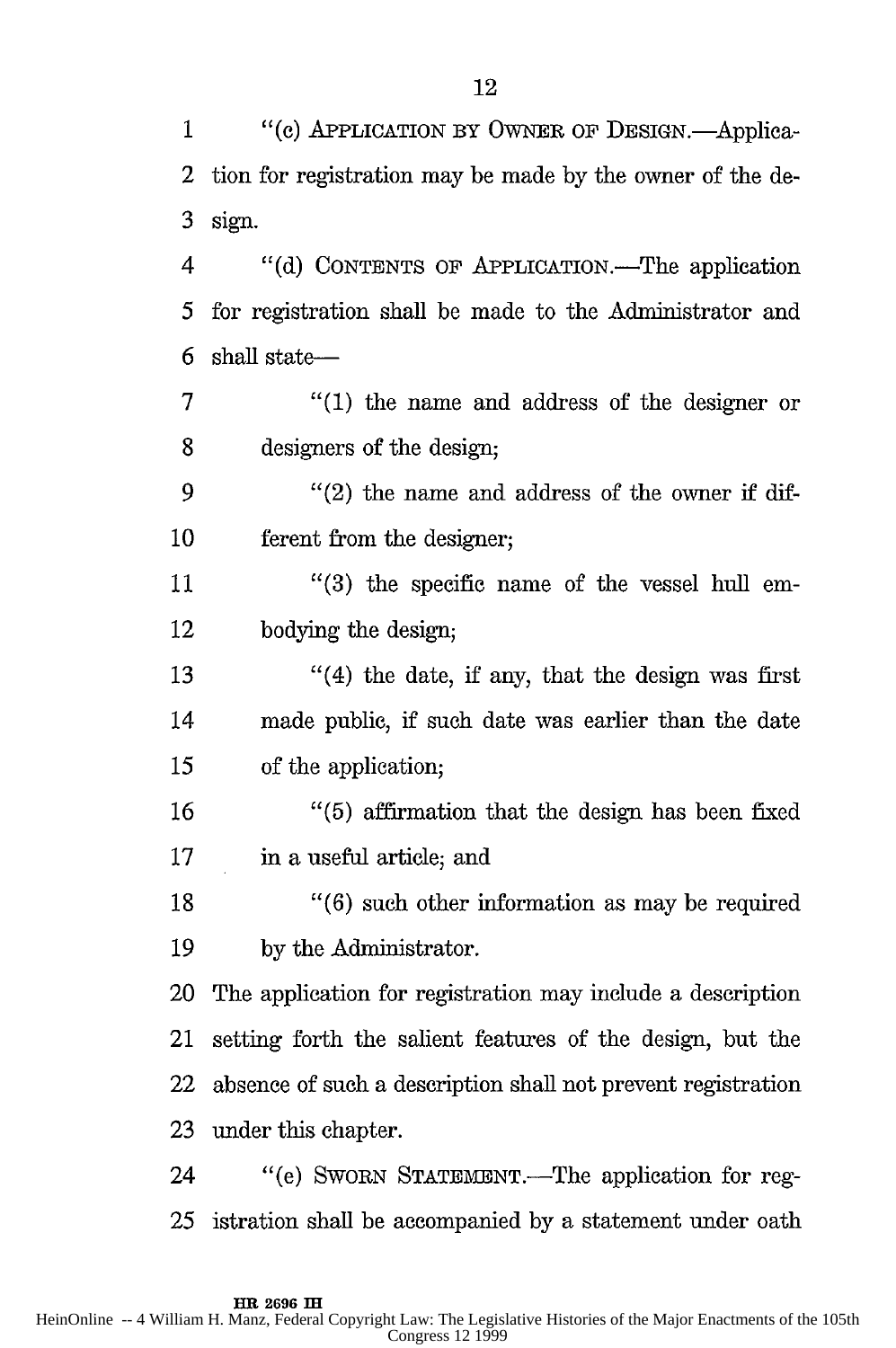"(c) APPLICATION BY OWNER OF DESIGN.—Application for registration may be made by the owner of the design.

"(d) CONTENTS OF APPLICATION.—The application for registration shall be made to the Administrator and shall state—

"(1) the name and address of the designer or designers of the design;

"(2) the name and address of the owner if different from the designer;

"(3) the specific name of the vessel hull embodying the design;

"(4) the date, if any, that the design was first made public, if such date was earlier than the date of the application;

"(5) affirmation that the design has been fixed in a useful article; and

"(6) such other information as may be required by the Administrator.

The application for registration may include a description setting forth the salient features of the design, but the absence of such a description shall not prevent registration under this chapter.

"(e) SWORN STATEMENT.—The application for registration shall be accompanied by a statement under oath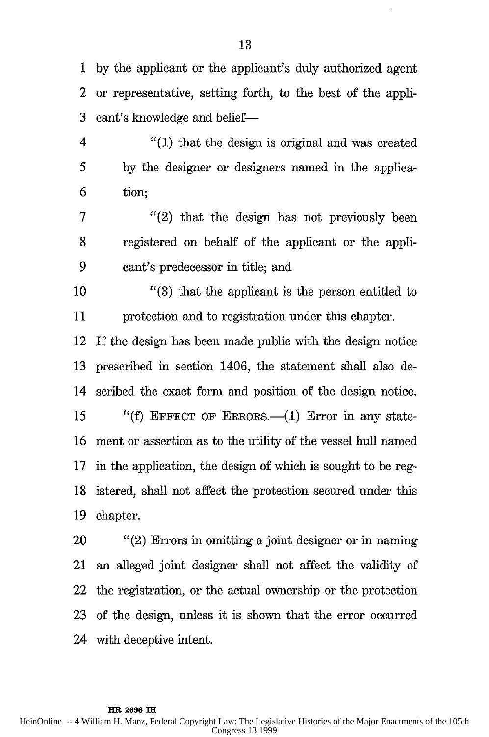by the applicant or the applicant's duly authorized agent or representative, setting forth, to the best of the applicant's knowledge and belief—

"(1) that the design is original and was created by the designer or designers named in the application;

"(2) that the design has not previously been registered on behalf of the applicant or the applicant's predecessor in title; and

"(3) that the applicant is the person entitled to protection and to registration under this chapter.

If the design has been made public with the design notice prescribed in section 1406, the statement shall also described the exact form and position of the design notice.

"(f) EFFECT OF ERRORS.—(1) Error in any statement or assertion as to the utility of the vessel hull named in the application, the design of which is sought to be registered, shall not affect the protection secured under this chapter.

"(2) Errors in omitting a joint designer or in naming an alleged joint designer shall not affect the validity of the registration, or the actual ownership or the protection of the design, unless it is shown that the error occurred with deceptive intent.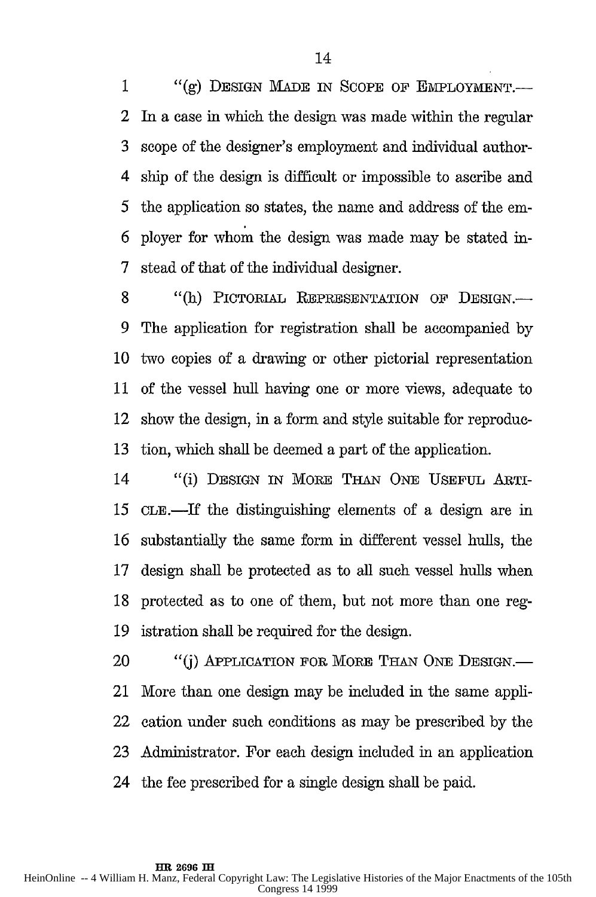"(g) DESIGN MADE IN SCOPE OF EMPLOYMENT.—In a case in which the design was made within the regular scope of the designer's employment and individual authorship of the design is difficult or impossible to ascribe and the application so states, the name and address of the employer for whom the design was made may be stated instead of that of the individual designer.

"(h) PICTORIAL REPRESENTATION OF DESIGN.—The application for registration shall be accompanied by two copies of a drawing or other pictorial representation of the vessel hull having one or more views, adequate to show the design, in a form and style suitable for reproduction, which shall be deemed a part of the application.

"(i) DESIGN IN MORE THAN ONE USEFUL ARTICLE.—If the distinguishing elements of a design are in substantially the same form in different vessel hulls, the design shall be protected as to all such vessel hulls when protected as to one of them, but not more than one registration shall be required for the design.

"(j) APPLICATION FOR MORE THAN ONE DESIGN.—More than one design may be included in the same application under such conditions as may be prescribed by the Administrator. For each design included in an application the fee prescribed for a single design shall be paid.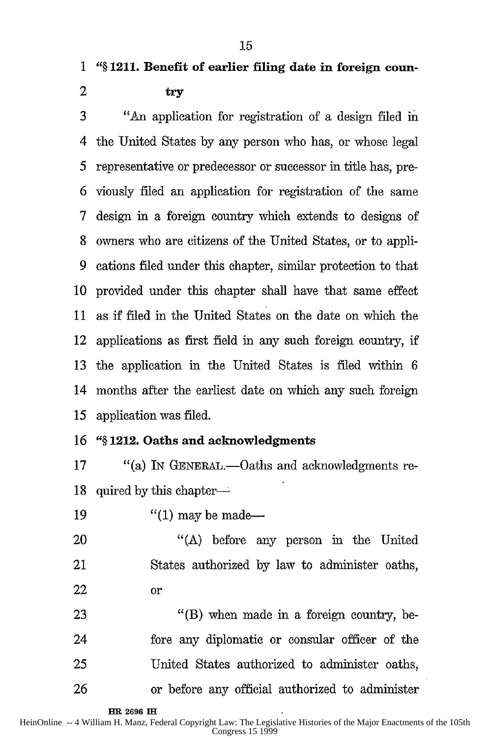**"§ 1211. Benefit of earlier filing date in foreign country**

"An application for registration of a design filed in the United States by any person who has, or whose legal representative or predecessor or successor in title has, previously filed an application for registration of the same design in a foreign country which extends to designs of owners who are citizens of the United States, or to applications filed under this chapter, similar protection to that provided under this chapter shall have that same effect as if filed in the United States on the date on which the applications as first field in any such foreign country, if the application in the United States is filed within 6 months after the earliest date on which any such foreign application was filed.

**"§ 1212. Oaths and acknowledgments**

"(a) IN GENERAL.—Oaths and acknowledgments required by this chapter—

"(1) may be made—

"(A) before any person in the United States authorized by law to administer oaths, or

"(B) when made in a foreign country, before any diplomatic or consular officer of the United States authorized to administer oaths, or before any official authorized to administer

HR 2696 IH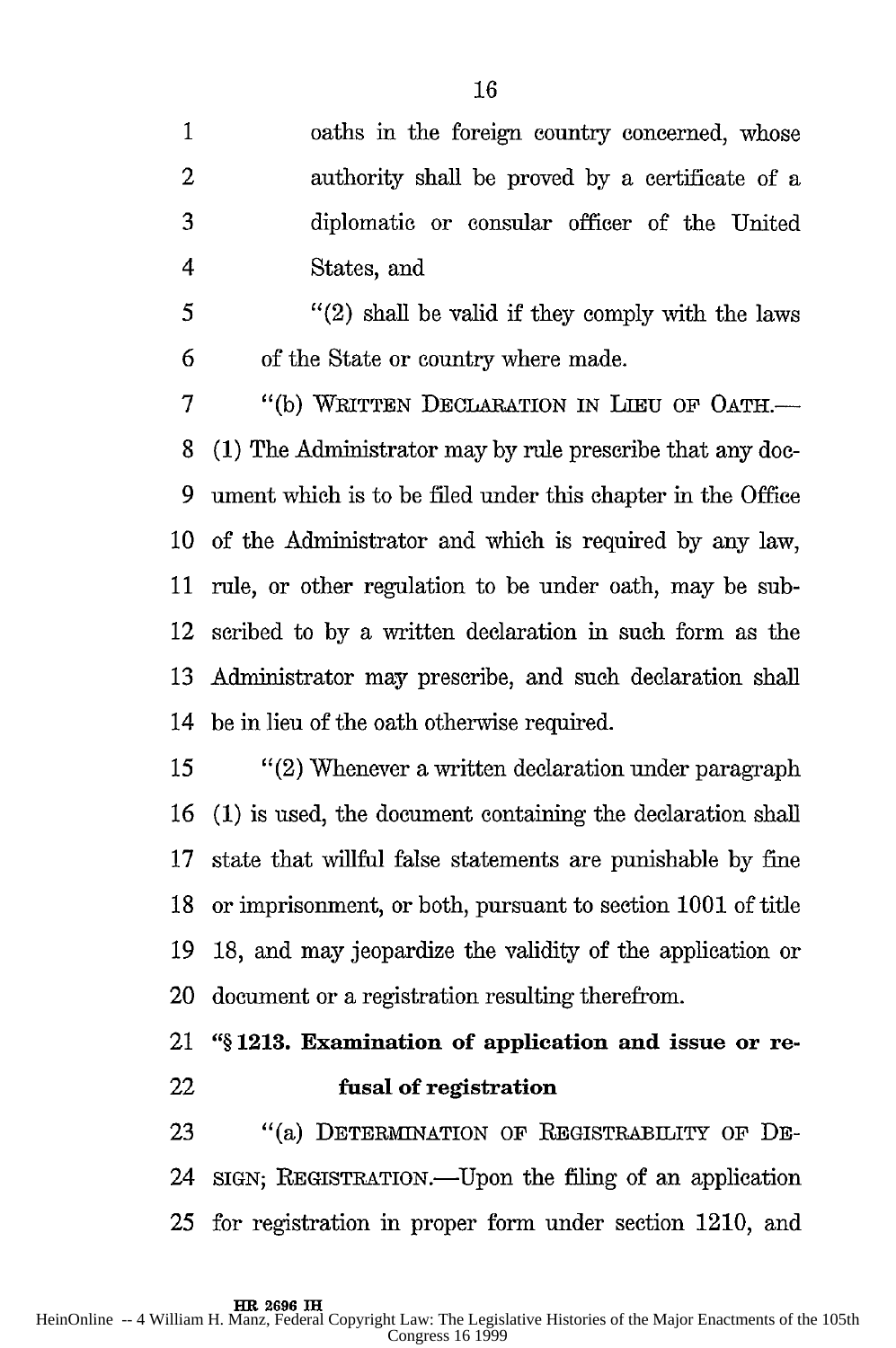oaths in the foreign country concerned, whose authority shall be proved by a certificate of a diplomatic or consular officer of the United States, and

"(2) shall be valid if they comply with the laws of the State or country where made.

"(b) WRITTEN DECLARATION IN LIEU OF OATH.— (1) The Administrator may by rule prescribe that any document which is to be filed under this chapter in the Office of the Administrator and which is required by any law, rule, or other regulation to be under oath, may be subscribed to by a written declaration in such form as the Administrator may prescribe, and such declaration shall be in lieu of the oath otherwise required.

"(2) Whenever a written declaration under paragraph (1) is used, the document containing the declaration shall state that willful false statements are punishable by fine or imprisonment, or both, pursuant to section 1001 of title 18, and may jeopardize the validity of the application or document or a registration resulting therefrom.

**"§ 1213. Examination of application and issue or refusal of registration**

"(a) DETERMINATION OF REGISTRABILITY OF DESIGN; REGISTRATION.—Upon the filing of an application for registration in proper form under section 1210, and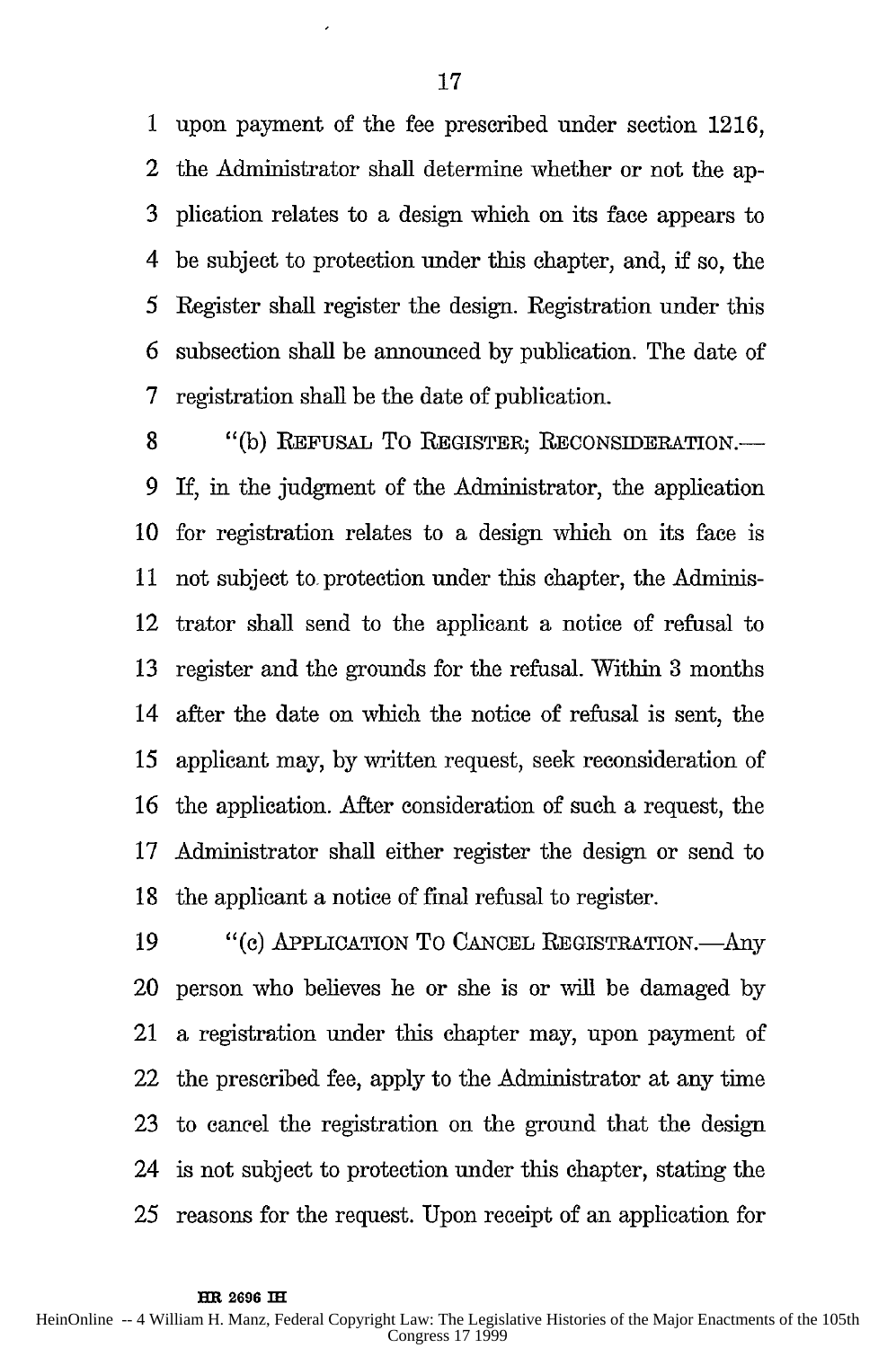upon payment of the fee prescribed under section 1216, the Administrator shall determine whether or not the application relates to a design which on its face appears to be subject to protection under this chapter, and, if so, the Register shall register the design. Registration under this subsection shall be announced by publication. The date of registration shall be the date of publication.

"(b) REFUSAL TO REGISTER; RECONSIDERATION.—If, in the judgment of the Administrator, the application for registration relates to a design which on its face is not subject to protection under this chapter, the Administrator shall send to the applicant a notice of refusal to register and the grounds for the refusal. Within 3 months after the date on which the notice of refusal is sent, the applicant may, by written request, seek reconsideration of the application. After consideration of such a request, the Administrator shall either register the design or send to the applicant a notice of final refusal to register.

"(c) APPLICATION TO CANCEL REGISTRATION.—Any person who believes he or she is or will be damaged by a registration under this chapter may, upon payment of the prescribed fee, apply to the Administrator at any time to cancel the registration on the ground that the design is not subject to protection under this chapter, stating the reasons for the request. Upon receipt of an application for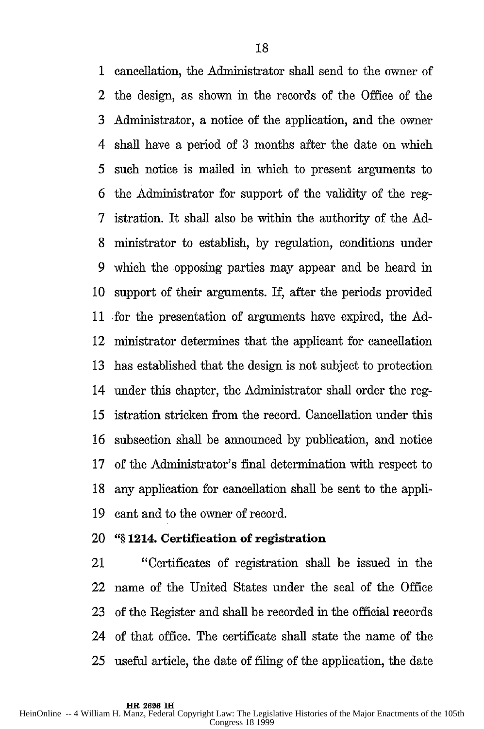cancellation, the Administrator shall send to the owner of the design, as shown in the records of the Office of the Administrator, a notice of the application, and the owner shall have a period of 3 months after the date on which such notice is mailed in which to present arguments to the Administrator for support of the validity of the registration. It shall also be within the authority of the Administrator to establish, by regulation, conditions under which the opposing parties may appear and be heard in support of their arguments. If, after the periods provided for the presentation of arguments have expired, the Administrator determines that the applicant for cancellation has established that the design is not subject to protection under this chapter, the Administrator shall order the registration stricken from the record. Cancellation under this subsection shall be announced by publication, and notice of the Administrator's final determination with respect to any application for cancellation shall be sent to the applicant and to the owner of record.

**"§ 1214. Certification of registration**

"Certificates of registration shall be issued in the name of the United States under the seal of the Office of the Register and shall be recorded in the official records of that office. The certificate shall state the name of the useful article, the date of filing of the application, the date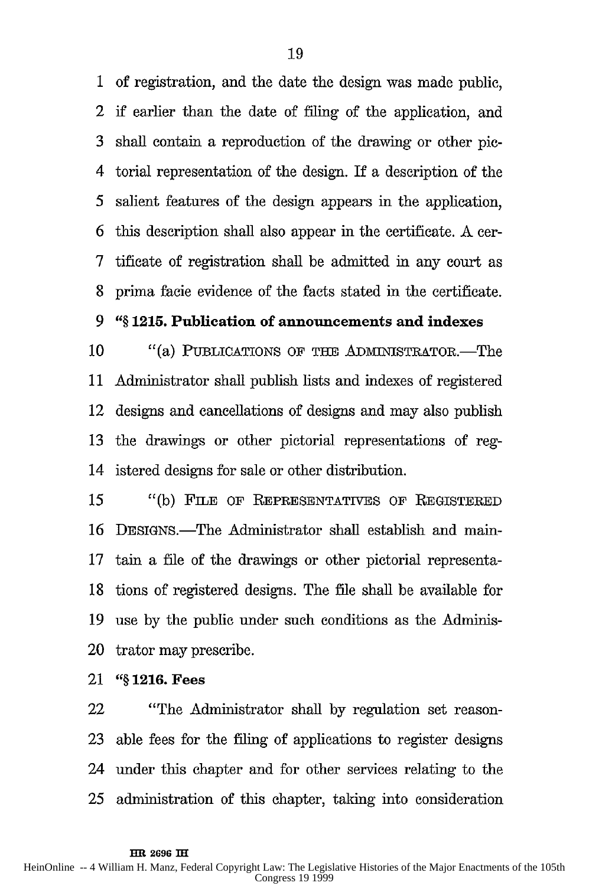of registration, and the date the design was made public, if earlier than the date of filing of the application, and shall contain a reproduction of the drawing or other pictorial representation of the design. If a description of the salient features of the design appears in the application, this description shall also appear in the certificate. A certificate of registration shall be admitted in any court as prima facie evidence of the facts stated in the certificate.

**"§ 1215. Publication of announcements and indexes**

"(a) PUBLICATIONS OF THE ADMINISTRATOR.—The Administrator shall publish lists and indexes of registered designs and cancellations of designs and may also publish the drawings or other pictorial representations of registered designs for sale or other distribution.

"(b) FILE OF REPRESENTATIVES OF REGISTERED DESIGNS.—The Administrator shall establish and maintain a file of the drawings or other pictorial representations of registered designs. The file shall be available for use by the public under such conditions as the Administrator may prescribe.

**"§ 1216. Fees**

"The Administrator shall by regulation set reasonable fees for the filing of applications to register designs under this chapter and for other services relating to the administration of this chapter, taking into consideration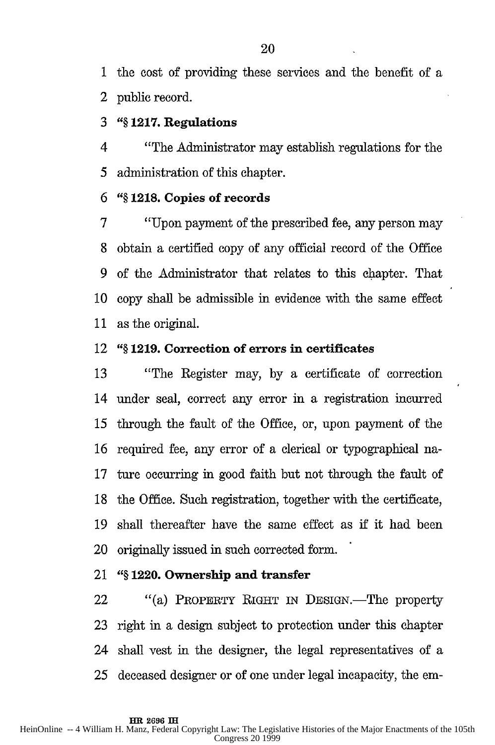the cost of providing these services and the benefit of a public record.

**"§ 1217. Regulations**

"The Administrator may establish regulations for the administration of this chapter.

**"§ 1218. Copies of records**

"Upon payment of the prescribed fee, any person may obtain a certified copy of any official record of the Office of the Administrator that relates to this chapter. That copy shall be admissible in evidence with the same effect as the original.

**"§ 1219. Correction of errors in certificates**

"The Register may, by a certificate of correction under seal, correct any error in a registration incurred through the fault of the Office, or, upon payment of the required fee, any error of a clerical or typographical nature occurring in good faith but not through the fault of the Office. Such registration, together with the certificate, shall thereafter have the same effect as if it had been originally issued in such corrected form.

**"§ 1220. Ownership and transfer**

"(a) PROPERTY RIGHT IN DESIGN.—The property right in a design subject to protection under this chapter shall vest in the designer, the legal representatives of a deceased designer or of one under legal incapacity, the em-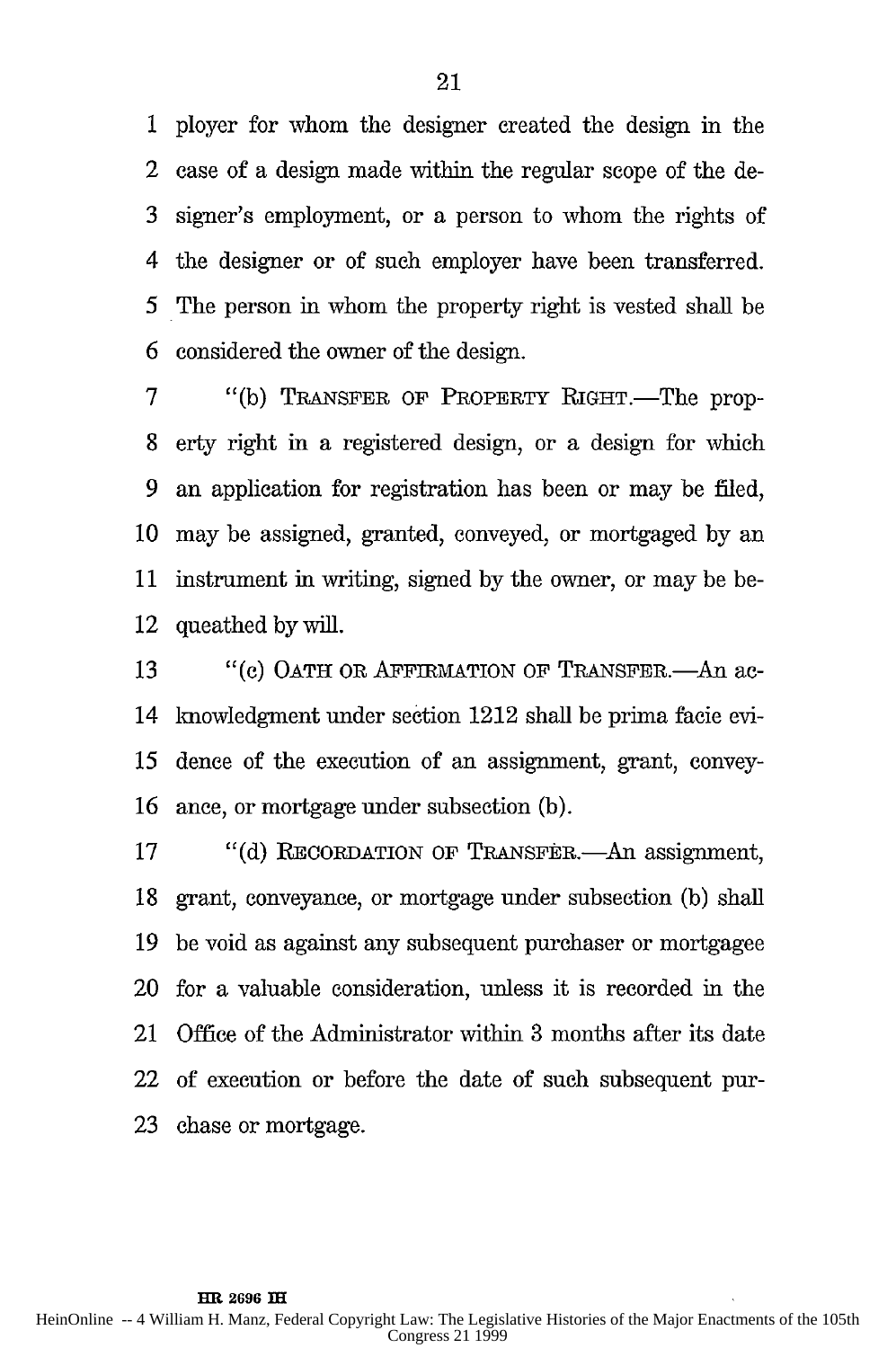ployer for whom the designer created the design in the case of a design made within the regular scope of the designer's employment, or a person to whom the rights of the designer or of such employer have been transferred. The person in whom the property right is vested shall be considered the owner of the design.

"(b) TRANSFER OF PROPERTY RIGHT.—The property right in a registered design, or a design for which an application for registration has been or may be filed, may be assigned, granted, conveyed, or mortgaged by an instrument in writing, signed by the owner, or may be bequeathed by will.

"(c) OATH OR AFFIRMATION OF TRANSFER.—An acknowledgment under section 1212 shall be prima facie evidence of the execution of an assignment, grant, conveyance, or mortgage under subsection (b).

"(d) RECORDATION OF TRANSFER.—An assignment, grant, conveyance, or mortgage under subsection (b) shall be void as against any subsequent purchaser or mortgagee for a valuable consideration, unless it is recorded in the Office of the Administrator within 3 months after its date of execution or before the date of such subsequent purchase or mortgage.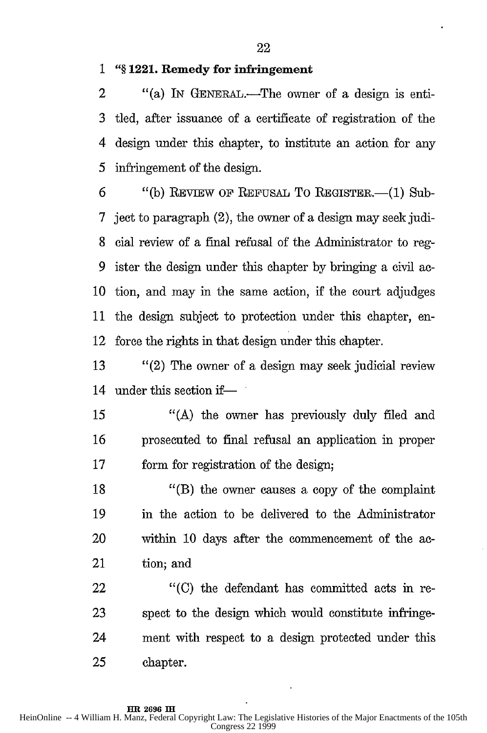**"§ 1221. Remedy for infringement**

"(a) IN GENERAL.—The owner of a design is entitled, after issuance of a certificate of registration of the design under this chapter, to institute an action for any infringement of the design.

"(b) REVIEW OF REFUSAL TO REGISTER.—(1) Subject to paragraph (2), the owner of a design may seek judicial review of a final refusal of the Administrator to register the design under this chapter by bringing a civil action, and may in the same action, if the court adjudges the design subject to protection under this chapter, enforce the rights in that design under this chapter.

"(2) The owner of a design may seek judicial review under this section if—

"(A) the owner has previously duly filed and prosecuted to final refusal an application in proper form for registration of the design;

"(B) the owner causes a copy of the complaint in the action to be delivered to the Administrator within 10 days after the commencement of the action; and

"(C) the defendant has committed acts in respect to the design which would constitute infringement with respect to a design protected under this chapter.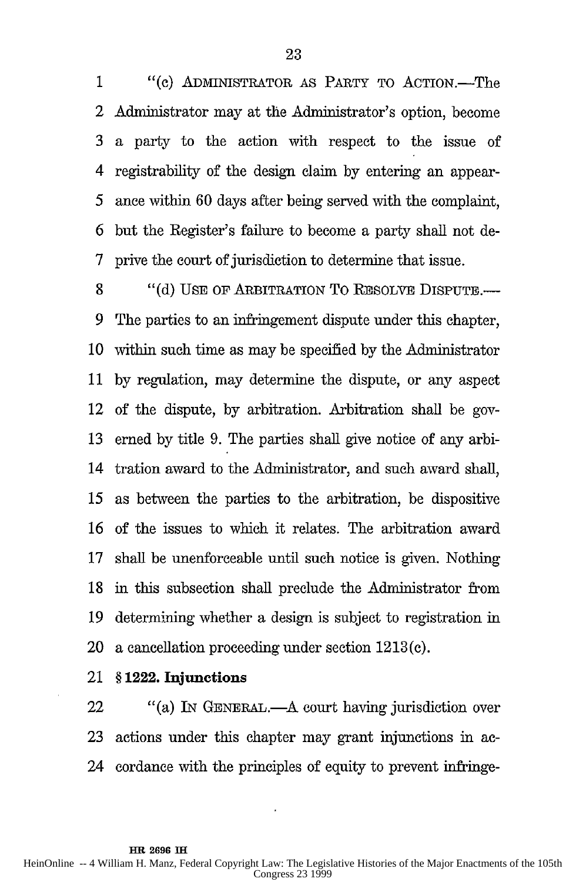"(c) ADMINISTRATOR AS PARTY TO ACTION.—The Administrator may at the Administrator's option, become a party to the action with respect to the issue of registrability of the design claim by entering an appearance within 60 days after being served with the complaint, but the Register's failure to become a party shall not deprive the court of jurisdiction to determine that issue.

"(d) USE OF ARBITRATION TO RESOLVE DISPUTE.—The parties to an infringement dispute under this chapter, within such time as may be specified by the Administrator by regulation, may determine the dispute, or any aspect of the dispute, by arbitration. Arbitration shall be governed by title 9. The parties shall give notice of any arbitration award to the Administrator, and such award shall, as between the parties to the arbitration, be dispositive of the issues to which it relates. The arbitration award shall be unenforceable until such notice is given. Nothing in this subsection shall preclude the Administrator from determining whether a design is subject to registration in a cancellation proceeding under section 1213(c).

**§ 1222. Injunctions**

"(a) IN GENERAL.—A court having jurisdiction over actions under this chapter may grant injunctions in accordance with the principles of equity to prevent infringe-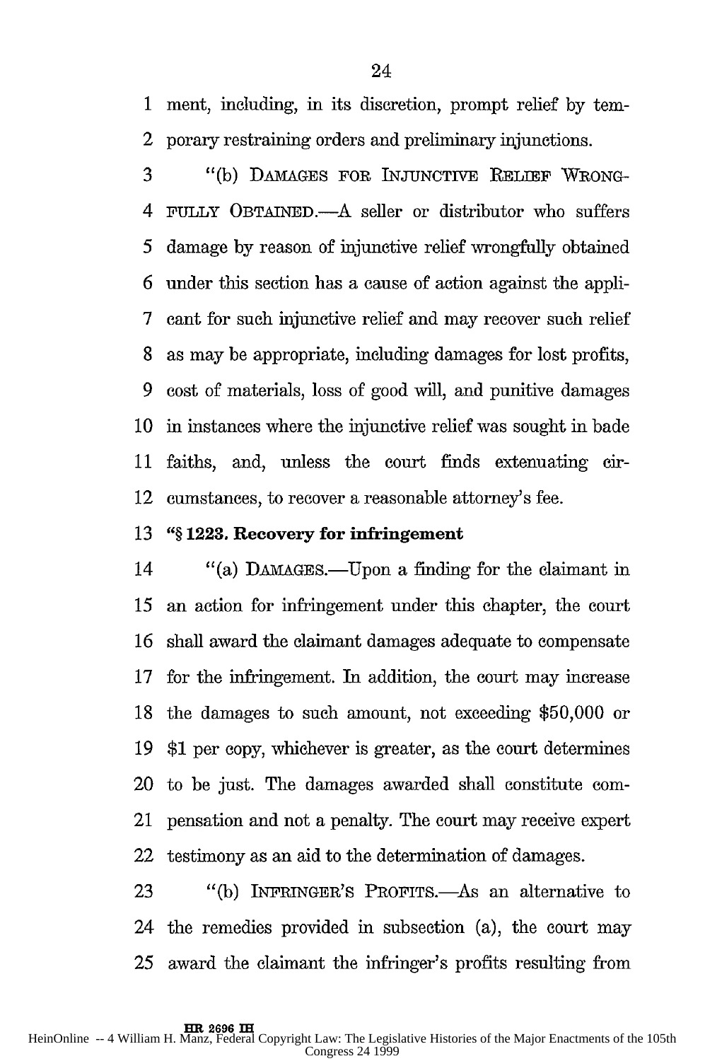ment, including, in its discretion, prompt relief by temporary restraining orders and preliminary injunctions.

"(b) DAMAGES FOR INJUNCTIVE RELIEF WRONGFULLY OBTAINED.—A seller or distributor who suffers damage by reason of injunctive relief wrongfully obtained under this section has a cause of action against the applicant for such injunctive relief and may recover such relief as may be appropriate, including damages for lost profits, cost of materials, loss of good will, and punitive damages in instances where the injunctive relief was sought in bade faiths, and, unless the court finds extenuating circumstances, to recover a reasonable attorney's fee.

**"§ 1223. Recovery for infringement**

"(a) DAMAGES.—Upon a finding for the claimant in an action for infringement under this chapter, the court shall award the claimant damages adequate to compensate for the infringement. In addition, the court may increase the damages to such amount, not exceeding $50,000 or $1 per copy, whichever is greater, as the court determines to be just. The damages awarded shall constitute compensation and not a penalty. The court may receive expert testimony as an aid to the determination of damages.

"(b) INFRINGER'S PROFITS.—As an alternative to the remedies provided in subsection (a), the court may award the claimant the infringer's profits resulting from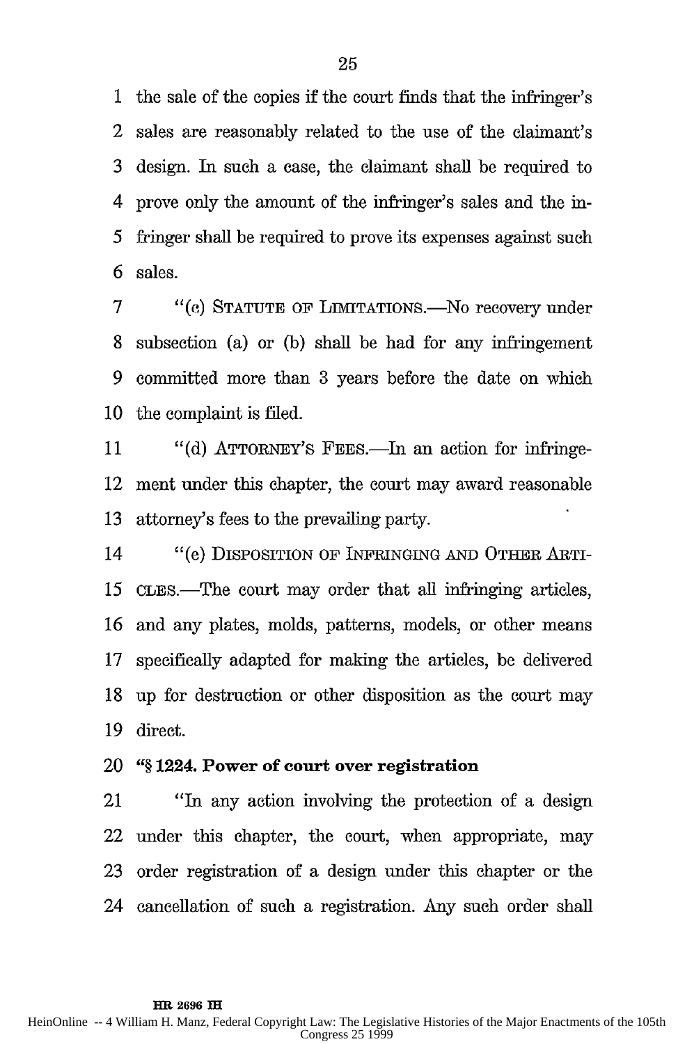the sale of the copies if the court finds that the infringer's sales are reasonably related to the use of the claimant's design. In such a case, the claimant shall be required to prove only the amount of the infringer's sales and the infringer shall be required to prove its expenses against such sales.

"(c) STATUTE OF LIMITATIONS.—No recovery under subsection (a) or (b) shall be had for any infringement committed more than 3 years before the date on which the complaint is filed.

"(d) ATTORNEY'S FEES.—In an action for infringement under this chapter, the court may award reasonable attorney's fees to the prevailing party.

"(e) DISPOSITION OF INFRINGING AND OTHER ARTICLES.—The court may order that all infringing articles, and any plates, molds, patterns, models, or other means specifically adapted for making the articles, be delivered up for destruction or other disposition as the court may direct.

**"§ 1224. Power of court over registration**

"In any action involving the protection of a design under this chapter, the court, when appropriate, may order registration of a design under this chapter or the cancellation of such a registration. Any such order shall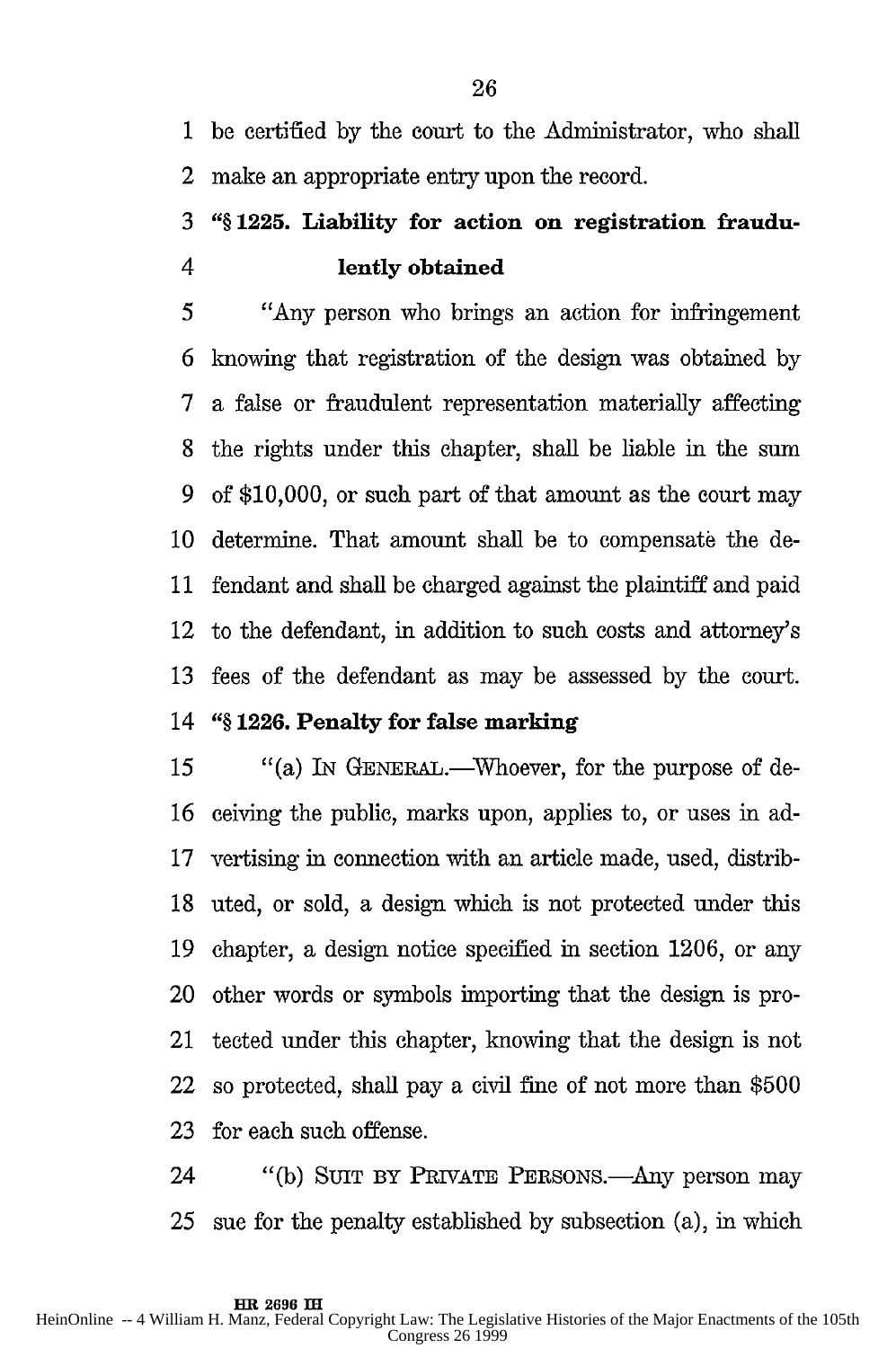be certified by the court to the Administrator, who shall make an appropriate entry upon the record.

### "§ 1225. Liability for action on registration fraudulently obtained

"Any person who brings an action for infringement knowing that registration of the design was obtained by a false or fraudulent representation materially affecting the rights under this chapter, shall be liable in the sum of $10,000, or such part of that amount as the court may determine. That amount shall be to compensate the defendant and shall be charged against the plaintiff and paid to the defendant, in addition to such costs and attorney's fees of the defendant as may be assessed by the court.

### "§ 1226. Penalty for false marking

"(a) IN GENERAL.—Whoever, for the purpose of deceiving the public, marks upon, applies to, or uses in advertising in connection with an article made, used, distributed, or sold, a design which is not protected under this chapter, a design notice specified in section 1206, or any other words or symbols importing that the design is protected under this chapter, knowing that the design is not so protected, shall pay a civil fine of not more than $500 for each such offense.

"(b) SUIT BY PRIVATE PERSONS.—Any person may sue for the penalty established by subsection (a), in which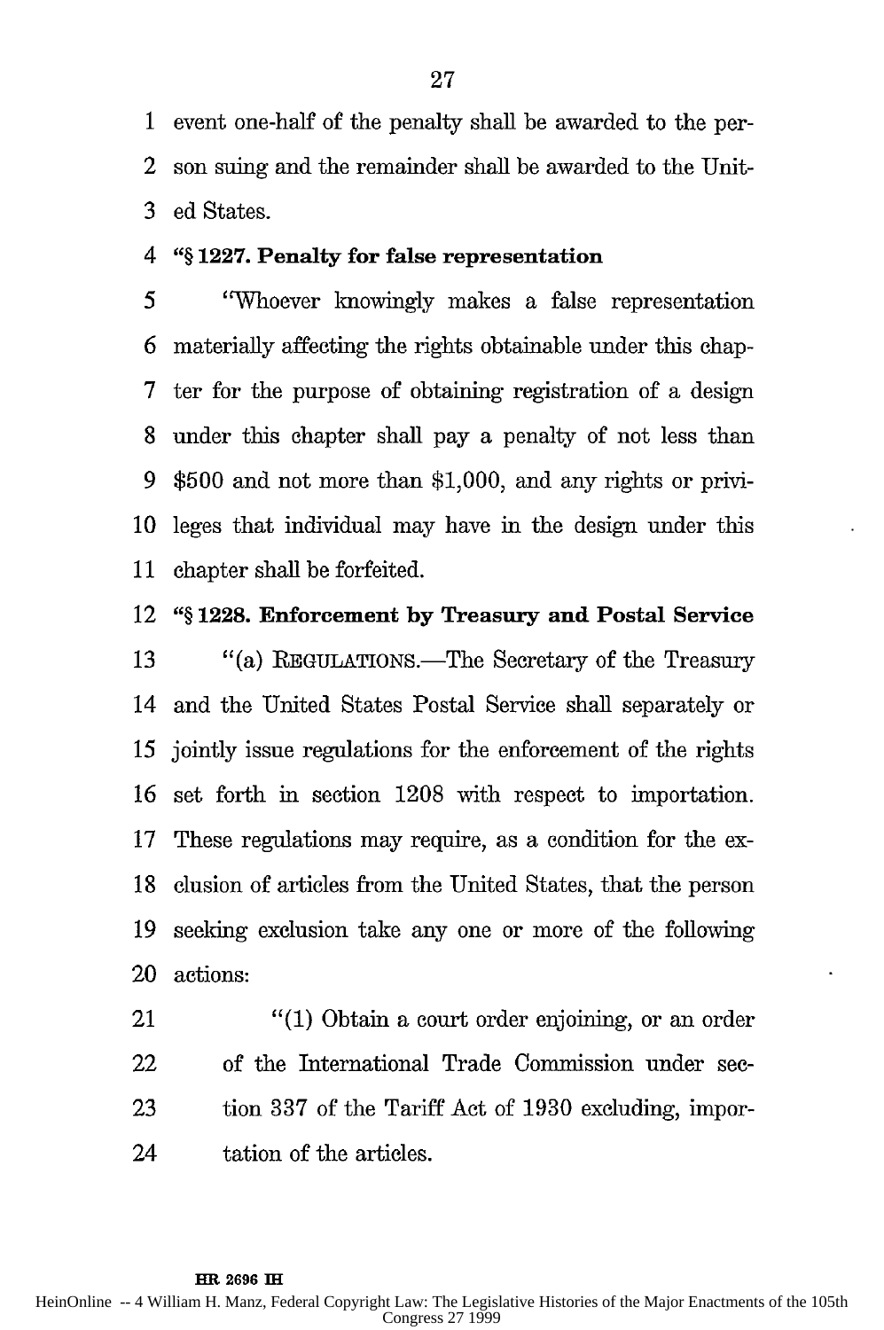event one-half of the penalty shall be awarded to the person suing and the remainder shall be awarded to the United States.

**"§ 1227. Penalty for false representation**

"Whoever knowingly makes a false representation materially affecting the rights obtainable under this chapter for the purpose of obtaining registration of a design under this chapter shall pay a penalty of not less than $500 and not more than $1,000, and any rights or privileges that individual may have in the design under this chapter shall be forfeited.

**"§ 1228. Enforcement by Treasury and Postal Service**

"(a) REGULATIONS.—The Secretary of the Treasury and the United States Postal Service shall separately or jointly issue regulations for the enforcement of the rights set forth in section 1208 with respect to importation. These regulations may require, as a condition for the exclusion of articles from the United States, that the person seeking exclusion take any one or more of the following actions:

"(1) Obtain a court order enjoining, or an order of the International Trade Commission under section 337 of the Tariff Act of 1930 excluding, importation of the articles.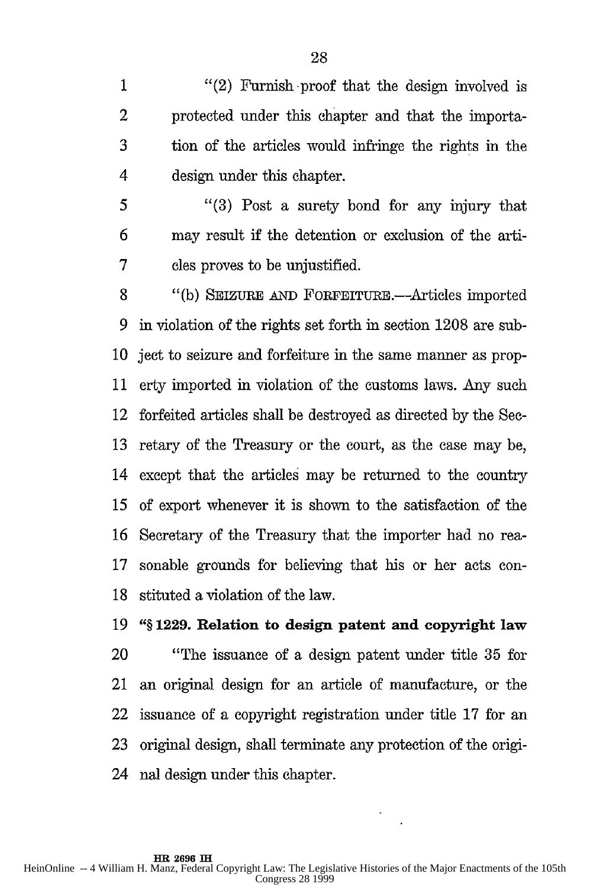"(2) Furnish proof that the design involved is protected under this chapter and that the importation of the articles would infringe the rights in the design under this chapter.

"(3) Post a surety bond for any injury that may result if the detention or exclusion of the articles proves to be unjustified.

"(b) SEIZURE AND FORFEITURE.—Articles imported in violation of the rights set forth in section 1208 are subject to seizure and forfeiture in the same manner as property imported in violation of the customs laws. Any such forfeited articles shall be destroyed as directed by the Secretary of the Treasury or the court, as the case may be, except that the articles may be returned to the country of export whenever it is shown to the satisfaction of the Secretary of the Treasury that the importer had no reasonable grounds for believing that his or her acts constituted a violation of the law.

**"§ 1229. Relation to design patent and copyright law**

"The issuance of a design patent under title 35 for an original design for an article of manufacture, or the issuance of a copyright registration under title 17 for an original design, shall terminate any protection of the original design under this chapter.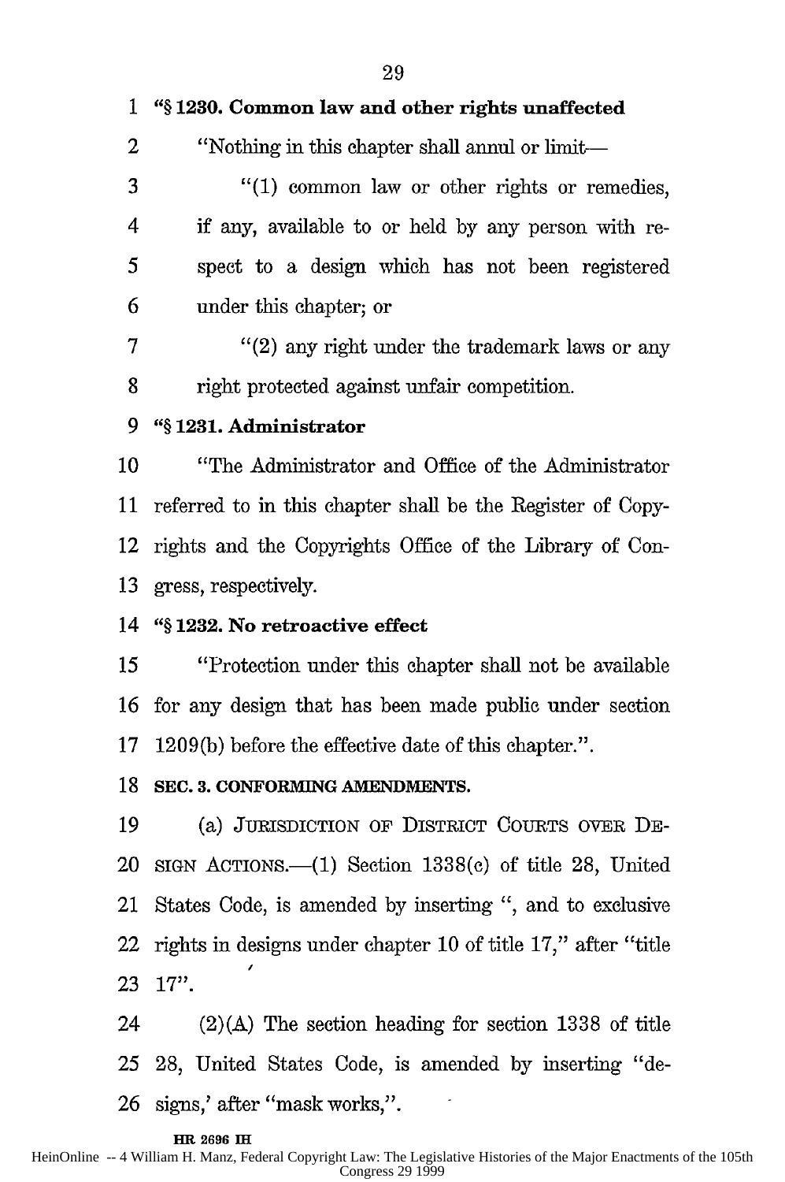**"§ 1230. Common law and other rights unaffected**

"Nothing in this chapter shall annul or limit—

"(1) common law or other rights or remedies, if any, available to or held by any person with respect to a design which has not been registered under this chapter; or

"(2) any right under the trademark laws or any right protected against unfair competition.

**"§ 1231. Administrator**

"The Administrator and Office of the Administrator referred to in this chapter shall be the Register of Copyrights and the Copyrights Office of the Library of Congress, respectively.

**"§ 1232. No retroactive effect**

"Protection under this chapter shall not be available for any design that has been made public under section 1209(b) before the effective date of this chapter.".

**SEC. 3. CONFORMING AMENDMENTS.**

(a) JURISDICTION OF DISTRICT COURTS OVER DESIGN ACTIONS.—(1) Section 1338(c) of title 28, United States Code, is amended by inserting ", and to exclusive rights in designs under chapter 10 of title 17," after "title 17".

(2)(A) The section heading for section 1338 of title 28, United States Code, is amended by inserting "designs,' after "mask works,".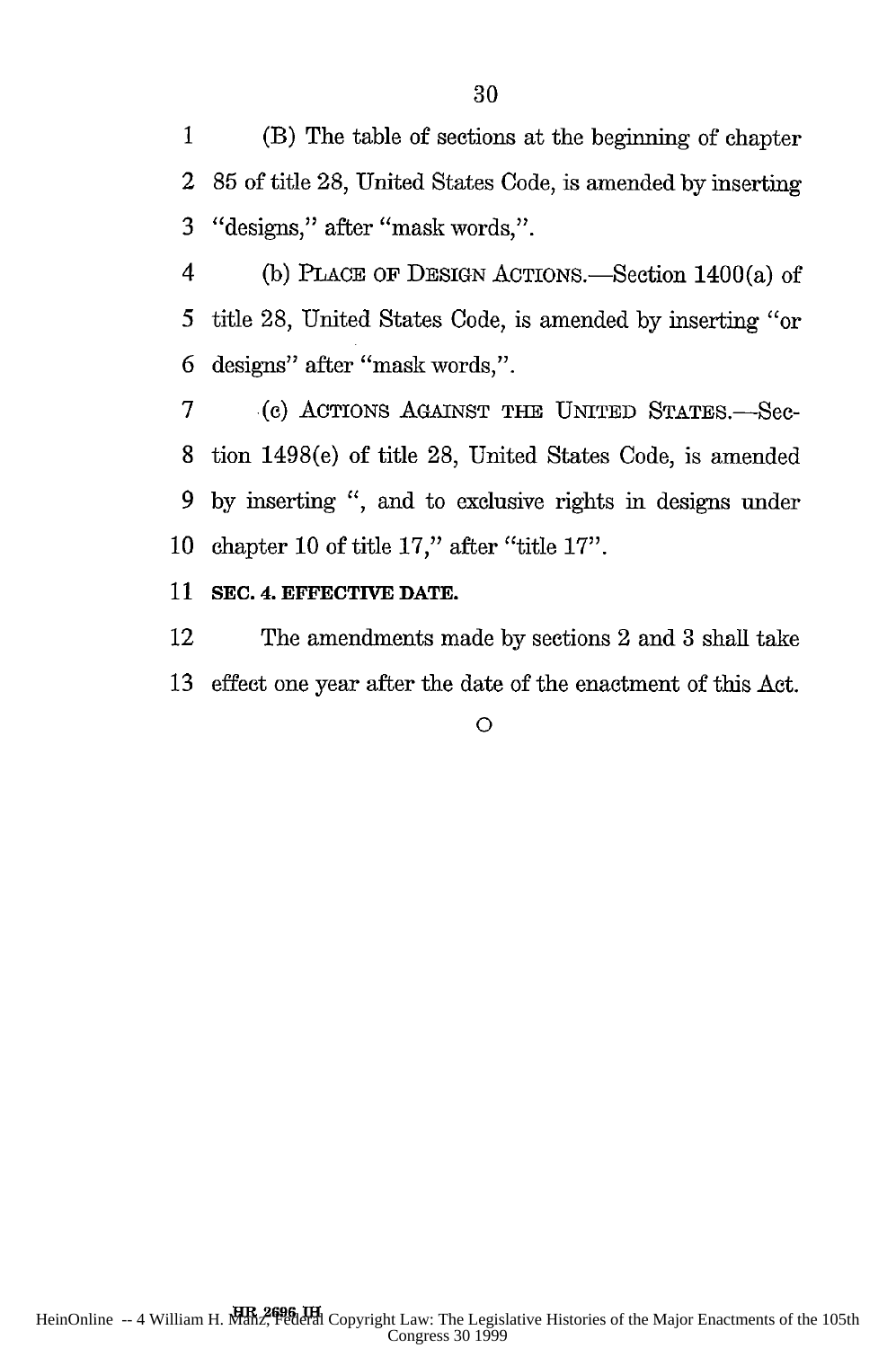(B) The table of sections at the beginning of chapter 85 of title 28, United States Code, is amended by inserting "designs," after "mask words,".

(b) PLACE OF DESIGN ACTIONS.—Section 1400(a) of title 28, United States Code, is amended by inserting "or designs" after "mask words,".

(c) ACTIONS AGAINST THE UNITED STATES.—Section 1498(e) of title 28, United States Code, is amended by inserting ", and to exclusive rights in designs under chapter 10 of title 17," after "title 17".

**SEC. 4. EFFECTIVE DATE.**

The amendments made by sections 2 and 3 shall take effect one year after the date of the enactment of this Act.

O